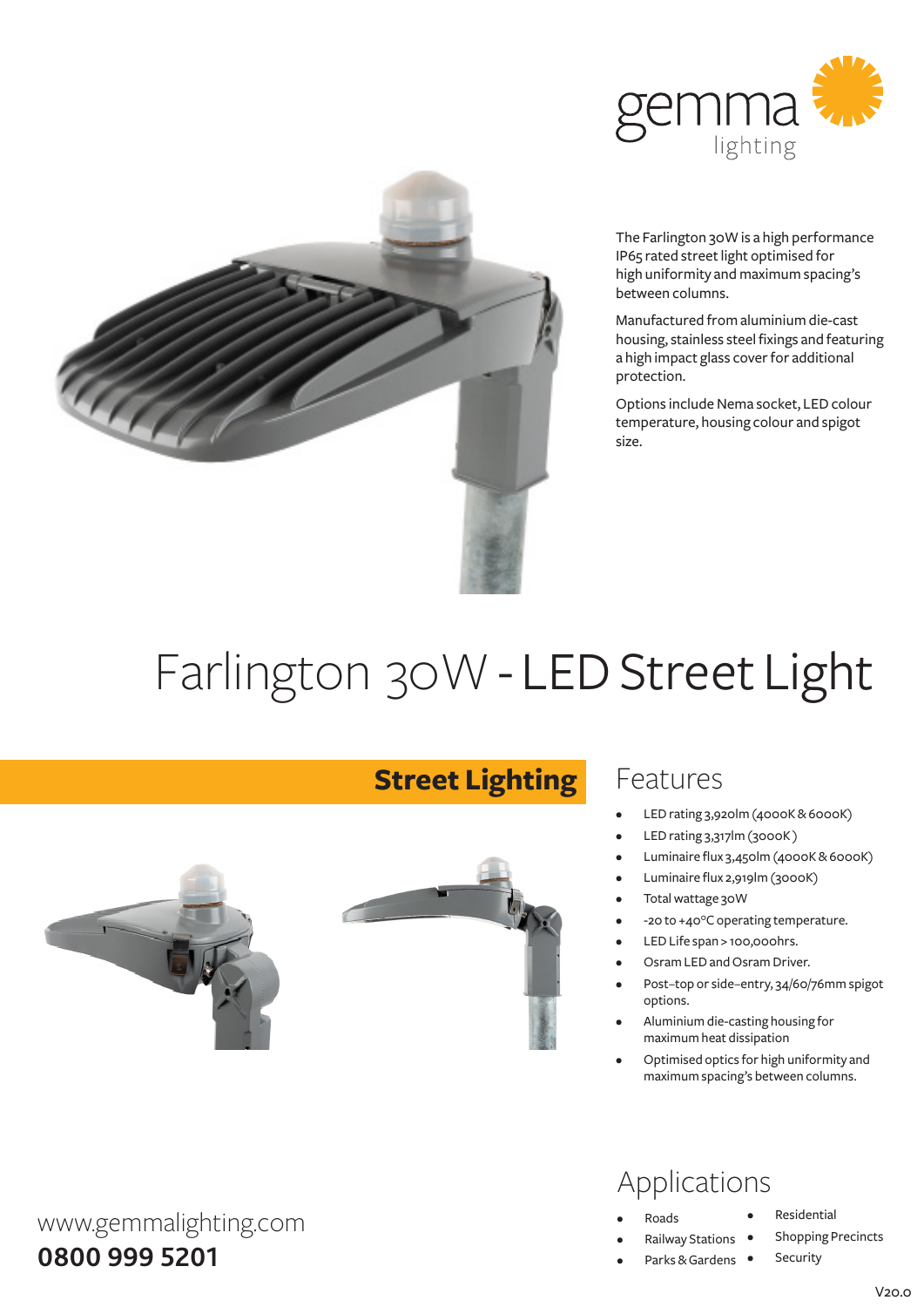gemma lighting

The Farlington 30W is a high performance IP65 rated street light optimised for high uniformity and maximum spacing's between columns.

Manufactured from aluminium die-cast housing, stainless steel fixings and featuring a high impact glass cover for additional protection.

Options include Nema socket, LED colour temperature, housing colour and spigot size.

# Farlington 30W - LED Street Light

**Street Lighting**

## Features

- LED rating 3,920lm (4000K & 6000K)
- LED rating 3,317lm (3000K)
- Luminaire flux 3,450lm (4000K & 6000K)
- Luminaire flux 2,919lm (3000K)
- Total wattage 30W
- -20 to +40°C operating temperature.
- LED Life span > 100,000hrs.
- Osram LED and Osram Driver.
- Post–top or side–entry, 34/60/76mm spigot options.
- Aluminium die-casting housing for maximum heat dissipation
- Optimised optics for high uniformity and maximum spacing's between columns.

## Applications

- Roads
- Railway Stations
- Parks & Gardens
- Residential
- Shopping Precincts
- Security

www.gemmalighting.com

**0800 999 5201**

V20.0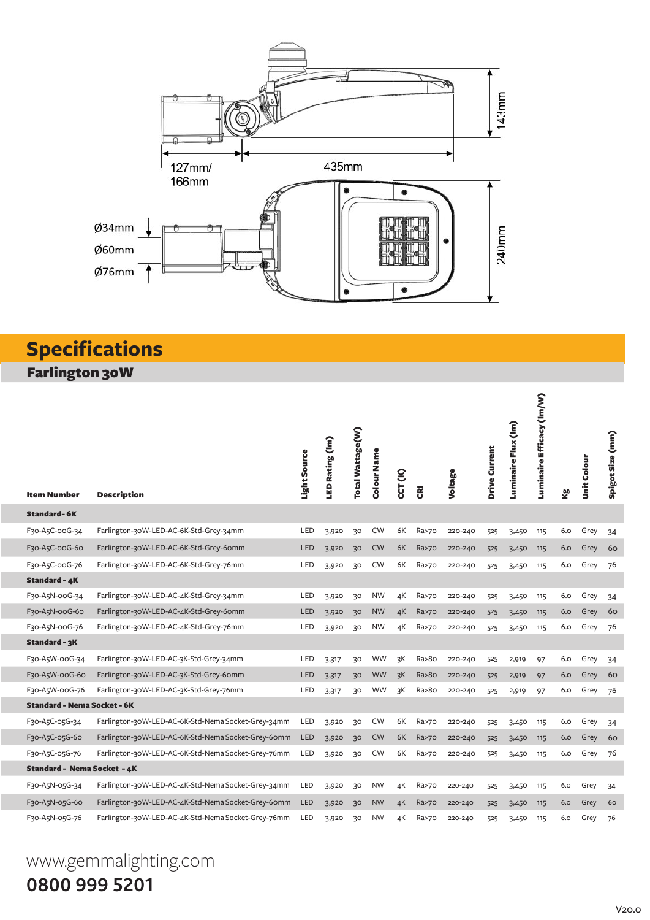127mm/
166mm

435mm

143mm

Ø34mm
Ø60mm
Ø76mm

240mm

## Specifications

### Farlington 30W

| Item Number | Description | Light Source | LED Rating (lm) | Total Wattage(W) | Colour Name | CCT (K) | CRI | Voltage | Drive Current | Luminaire Flux (lm) | Luminaire Efficacy (lm/W) | Kg | Unit Colour | Spigot Size (mm) |
|---|---|---|---|---|---|---|---|---|---|---|---|---|---|---|
| **Standard- 6K** | | | | | | | | | | | | | | |
| F30-A5C-00G-34 | Farlington-30W-LED-AC-6K-Std-Grey-34mm | LED | 3,920 | 30 | CW | 6K | Ra>70 | 220-240 | 525 | 3,450 | 115 | 6.0 | Grey | 34 |
| F30-A5C-00G-60 | Farlington-30W-LED-AC-6K-Std-Grey-60mm | LED | 3,920 | 30 | CW | 6K | Ra>70 | 220-240 | 525 | 3,450 | 115 | 6.0 | Grey | 60 |
| F30-A5C-00G-76 | Farlington-30W-LED-AC-6K-Std-Grey-76mm | LED | 3,920 | 30 | CW | 6K | Ra>70 | 220-240 | 525 | 3,450 | 115 | 6.0 | Grey | 76 |
| **Standard - 4K** | | | | | | | | | | | | | | |
| F30-A5N-00G-34 | Farlington-30W-LED-AC-4K-Std-Grey-34mm | LED | 3,920 | 30 | NW | 4K | Ra>70 | 220-240 | 525 | 3,450 | 115 | 6.0 | Grey | 34 |
| F30-A5N-00G-60 | Farlington-30W-LED-AC-4K-Std-Grey-60mm | LED | 3,920 | 30 | NW | 4K | Ra>70 | 220-240 | 525 | 3,450 | 115 | 6.0 | Grey | 60 |
| F30-A5N-00G-76 | Farlington-30W-LED-AC-4K-Std-Grey-76mm | LED | 3,920 | 30 | NW | 4K | Ra>70 | 220-240 | 525 | 3,450 | 115 | 6.0 | Grey | 76 |
| **Standard - 3K** | | | | | | | | | | | | | | |
| F30-A5W-00G-34 | Farlington-30W-LED-AC-3K-Std-Grey-34mm | LED | 3,317 | 30 | WW | 3K | Ra>80 | 220-240 | 525 | 2,919 | 97 | 6.0 | Grey | 34 |
| F30-A5W-00G-60 | Farlington-30W-LED-AC-3K-Std-Grey-60mm | LED | 3,317 | 30 | WW | 3K | Ra>80 | 220-240 | 525 | 2,919 | 97 | 6.0 | Grey | 60 |
| F30-A5W-00G-76 | Farlington-30W-LED-AC-3K-Std-Grey-76mm | LED | 3,317 | 30 | WW | 3K | Ra>80 | 220-240 | 525 | 2,919 | 97 | 6.0 | Grey | 76 |
| **Standard - Nema Socket - 6K** | | | | | | | | | | | | | | |
| F30-A5C-05G-34 | Farlington-30W-LED-AC-6K-Std-Nema Socket-Grey-34mm | LED | 3,920 | 30 | CW | 6K | Ra>70 | 220-240 | 525 | 3,450 | 115 | 6.0 | Grey | 34 |
| F30-A5C-05G-60 | Farlington-30W-LED-AC-6K-Std-Nema Socket-Grey-60mm | LED | 3,920 | 30 | CW | 6K | Ra>70 | 220-240 | 525 | 3,450 | 115 | 6.0 | Grey | 60 |
| F30-A5C-05G-76 | Farlington-30W-LED-AC-6K-Std-Nema Socket-Grey-76mm | LED | 3,920 | 30 | CW | 6K | Ra>70 | 220-240 | 525 | 3,450 | 115 | 6.0 | Grey | 76 |
| **Standard - Nema Socket - 4K** | | | | | | | | | | | | | | |
| F30-A5N-05G-34 | Farlington-30W-LED-AC-4K-Std-Nema Socket-Grey-34mm | LED | 3,920 | 30 | NW | 4K | Ra>70 | 220-240 | 525 | 3,450 | 115 | 6.0 | Grey | 34 |
| F30-A5N-05G-60 | Farlington-30W-LED-AC-4K-Std-Nema Socket-Grey-60mm | LED | 3,920 | 30 | NW | 4K | Ra>70 | 220-240 | 525 | 3,450 | 115 | 6.0 | Grey | 60 |
| F30-A5N-05G-76 | Farlington-30W-LED-AC-4K-Std-Nema Socket-Grey-76mm | LED | 3,920 | 30 | NW | 4K | Ra>70 | 220-240 | 525 | 3,450 | 115 | 6.0 | Grey | 76 |

www.gemmalighting.com

**0800 999 5201**

V20.0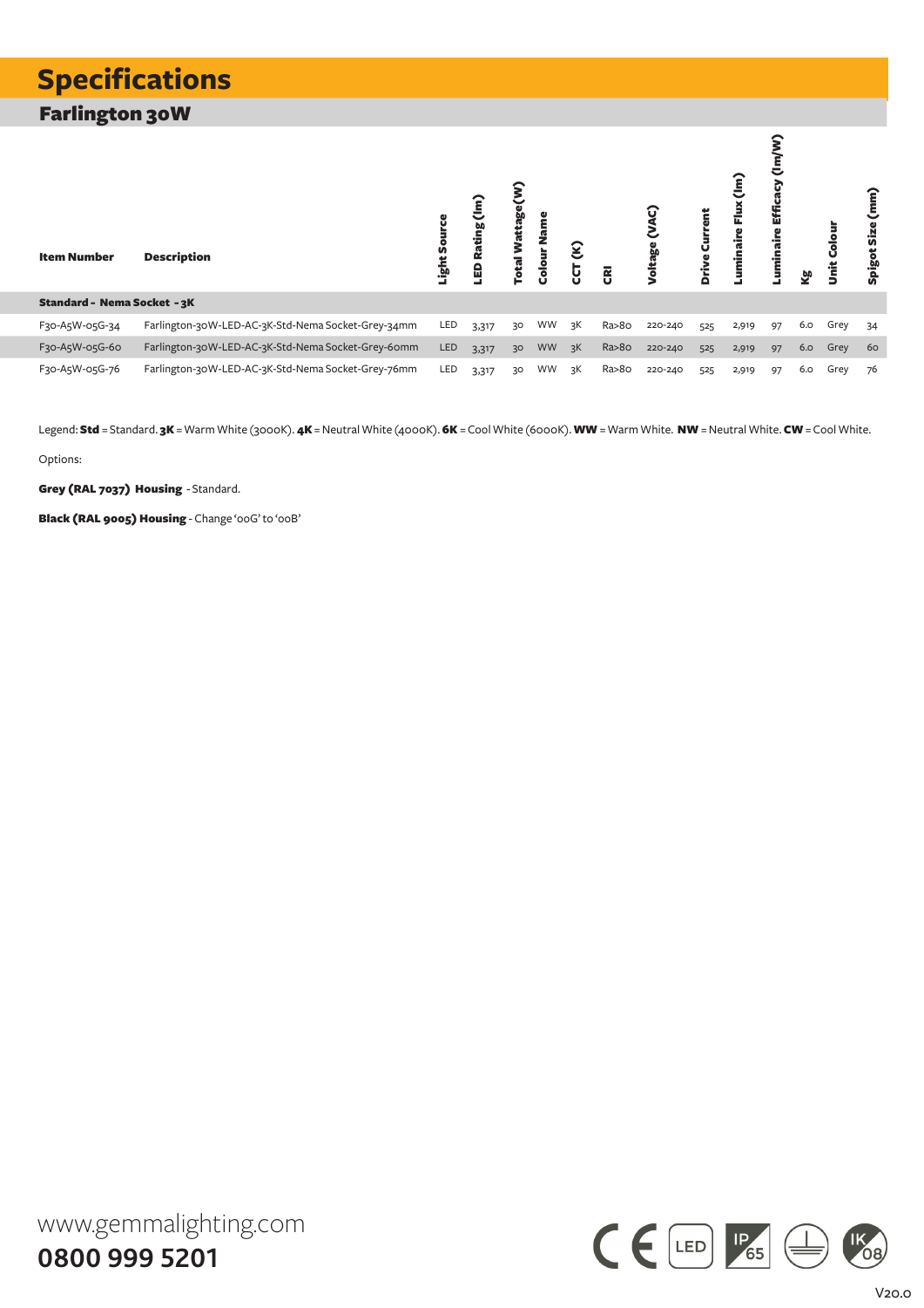# Specifications

## Farlington 30W

| Item Number | Description | Light Source | LED Rating (lm) | Total Wattage(W) | Colour Name | CCT (K) | CRI | Voltage (VAC) | Drive Current | Luminaire Flux (lm) | Luminaire Efficacy (lm/W) | Kg | Unit Colour | Spigot Size (mm) |
|---|---|---|---|---|---|---|---|---|---|---|---|---|---|---|
| **Standard - Nema Socket - 3K** | | | | | | | | | | | | | | |
| F30-A5W-05G-34 | Farlington-30W-LED-AC-3K-Std-Nema Socket-Grey-34mm | LED | 3,317 | 30 | WW | 3K | Ra>80 | 220-240 | 525 | 2,919 | 97 | 6.0 | Grey | 34 |
| F30-A5W-05G-60 | Farlington-30W-LED-AC-3K-Std-Nema Socket-Grey-60mm | LED | 3,317 | 30 | WW | 3K | Ra>80 | 220-240 | 525 | 2,919 | 97 | 6.0 | Grey | 60 |
| F30-A5W-05G-76 | Farlington-30W-LED-AC-3K-Std-Nema Socket-Grey-76mm | LED | 3,317 | 30 | WW | 3K | Ra>80 | 220-240 | 525 | 2,919 | 97 | 6.0 | Grey | 76 |

Legend: **Std** = Standard. **3K** = Warm White (3000K). **4K** = Neutral White (4000K). **6K** = Cool White (6000K). **WW** = Warm White. **NW** = Neutral White. **CW** = Cool White.

Options:

**Grey (RAL 7037) Housing** - Standard.

**Black (RAL 9005) Housing** - Change '00G' to '00B'

www.gemmalighting.com

**0800 999 5201**

V20.0